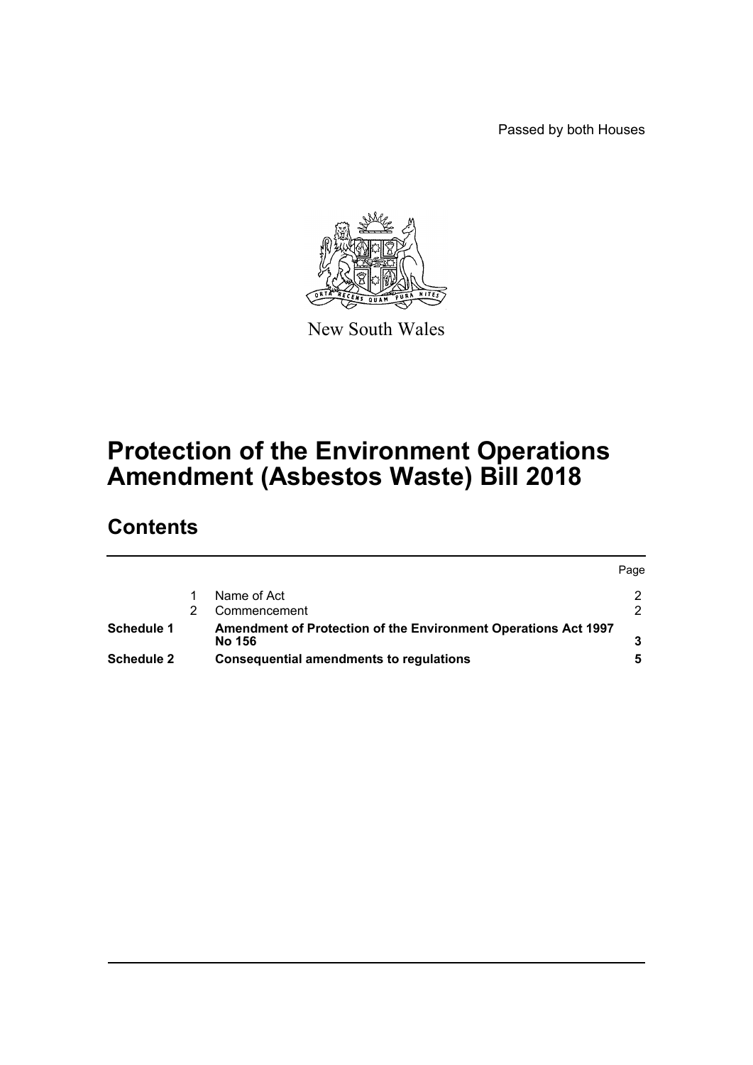Passed by both Houses

New South Wales

# Protection of the Environment Operations Amendment (Asbestos Waste) Bill 2018

## Contents

| | | | Page |
|---|---|---|---|
| | 1 | Name of Act | 2 |
| | 2 | Commencement | 2 |
| **Schedule 1** | | **Amendment of Protection of the Environment Operations Act 1997 No 156** | **3** |
| **Schedule 2** | | **Consequential amendments to regulations** | **5** |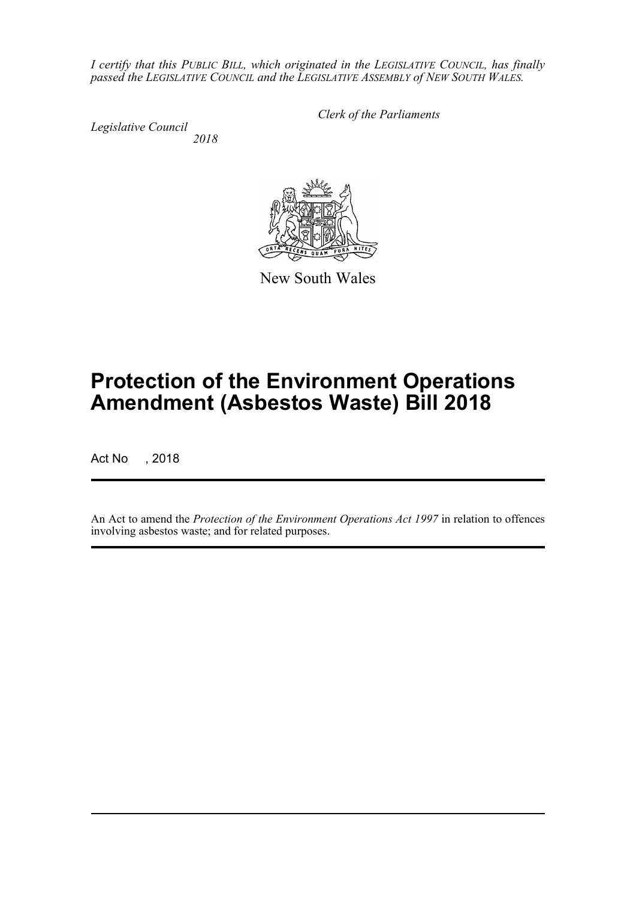*I certify that this PUBLIC BILL, which originated in the LEGISLATIVE COUNCIL, has finally passed the LEGISLATIVE COUNCIL and the LEGISLATIVE ASSEMBLY of NEW SOUTH WALES.*

*Clerk of the Parliaments*

*Legislative Council*
*2018*

New South Wales

# Protection of the Environment Operations Amendment (Asbestos Waste) Bill 2018

Act No , 2018

An Act to amend the *Protection of the Environment Operations Act 1997* in relation to offences involving asbestos waste; and for related purposes.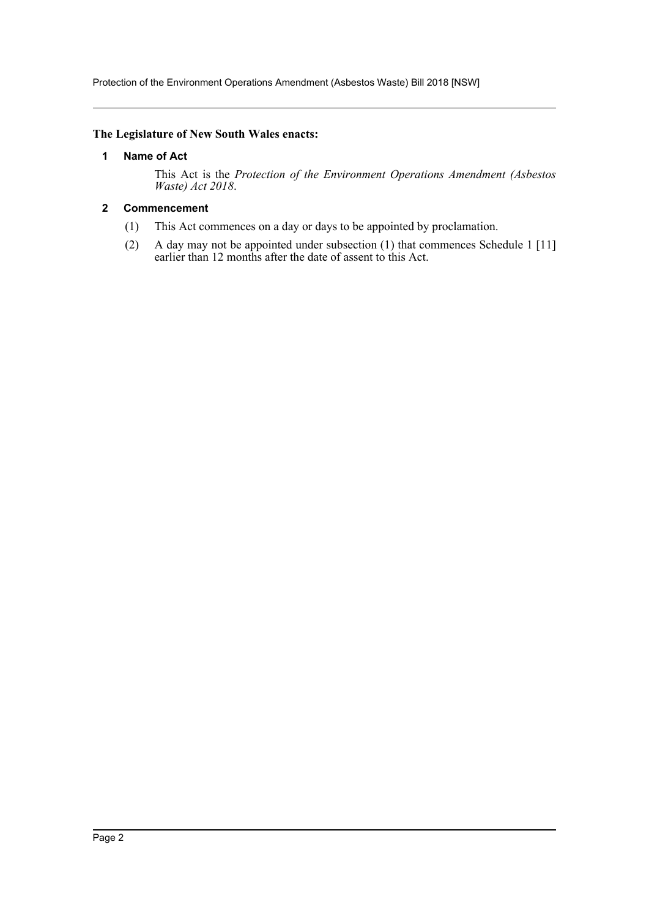**The Legislature of New South Wales enacts:**

### 1 Name of Act

This Act is the *Protection of the Environment Operations Amendment (Asbestos Waste) Act 2018*.

### 2 Commencement

(1) This Act commences on a day or days to be appointed by proclamation.

(2) A day may not be appointed under subsection (1) that commences Schedule 1 [11] earlier than 12 months after the date of assent to this Act.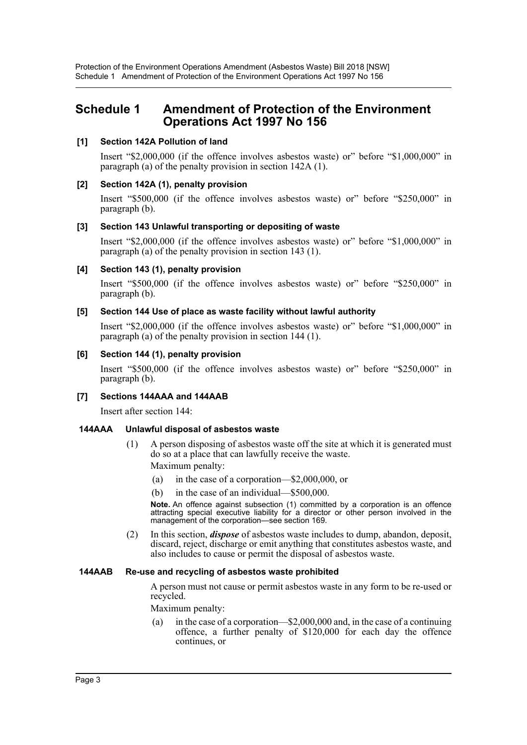# Schedule 1 Amendment of Protection of the Environment Operations Act 1997 No 156

**[1] Section 142A Pollution of land**

Insert "$2,000,000 (if the offence involves asbestos waste) or" before "$1,000,000" in paragraph (a) of the penalty provision in section 142A (1).

**[2] Section 142A (1), penalty provision**

Insert "$500,000 (if the offence involves asbestos waste) or" before "$250,000" in paragraph (b).

**[3] Section 143 Unlawful transporting or depositing of waste**

Insert "$2,000,000 (if the offence involves asbestos waste) or" before "$1,000,000" in paragraph (a) of the penalty provision in section 143 (1).

**[4] Section 143 (1), penalty provision**

Insert "$500,000 (if the offence involves asbestos waste) or" before "$250,000" in paragraph (b).

**[5] Section 144 Use of place as waste facility without lawful authority**

Insert "$2,000,000 (if the offence involves asbestos waste) or" before "$1,000,000" in paragraph (a) of the penalty provision in section 144 (1).

**[6] Section 144 (1), penalty provision**

Insert "$500,000 (if the offence involves asbestos waste) or" before "$250,000" in paragraph (b).

**[7] Sections 144AAA and 144AAB**

Insert after section 144:

**144AAA Unlawful disposal of asbestos waste**

(1) A person disposing of asbestos waste off the site at which it is generated must do so at a place that can lawfully receive the waste.

Maximum penalty:

(a) in the case of a corporation—$2,000,000, or

(b) in the case of an individual—$500,000.

**Note.** An offence against subsection (1) committed by a corporation is an offence attracting special executive liability for a director or other person involved in the management of the corporation—see section 169.

(2) In this section, ***dispose*** of asbestos waste includes to dump, abandon, deposit, discard, reject, discharge or emit anything that constitutes asbestos waste, and also includes to cause or permit the disposal of asbestos waste.

**144AAB Re-use and recycling of asbestos waste prohibited**

A person must not cause or permit asbestos waste in any form to be re-used or recycled.

Maximum penalty:

(a) in the case of a corporation—$2,000,000 and, in the case of a continuing offence, a further penalty of $120,000 for each day the offence continues, or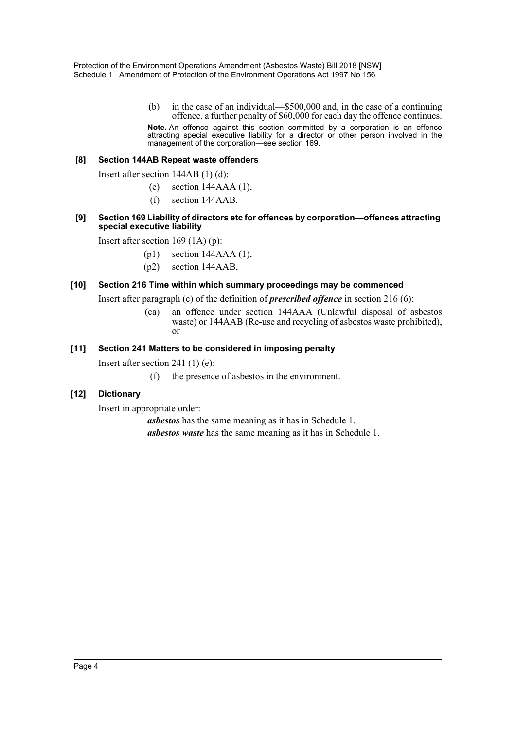(b) in the case of an individual—$500,000 and, in the case of a continuing offence, a further penalty of $60,000 for each day the offence continues.

**Note.** An offence against this section committed by a corporation is an offence attracting special executive liability for a director or other person involved in the management of the corporation—see section 169.

### [8] Section 144AB Repeat waste offenders

Insert after section 144AB (1) (d):

(e) section 144AAA (1),

(f) section 144AAB.

### [9] Section 169 Liability of directors etc for offences by corporation—offences attracting special executive liability

Insert after section 169 (1A) (p):

(p1) section 144AAA (1),

(p2) section 144AAB,

### [10] Section 216 Time within which summary proceedings may be commenced

Insert after paragraph (c) of the definition of ***prescribed offence*** in section 216 (6):

(ca) an offence under section 144AAA (Unlawful disposal of asbestos waste) or 144AAB (Re-use and recycling of asbestos waste prohibited), or

### [11] Section 241 Matters to be considered in imposing penalty

Insert after section 241 (1) (e):

(f) the presence of asbestos in the environment.

### [12] Dictionary

Insert in appropriate order:

***asbestos*** has the same meaning as it has in Schedule 1.

***asbestos waste*** has the same meaning as it has in Schedule 1.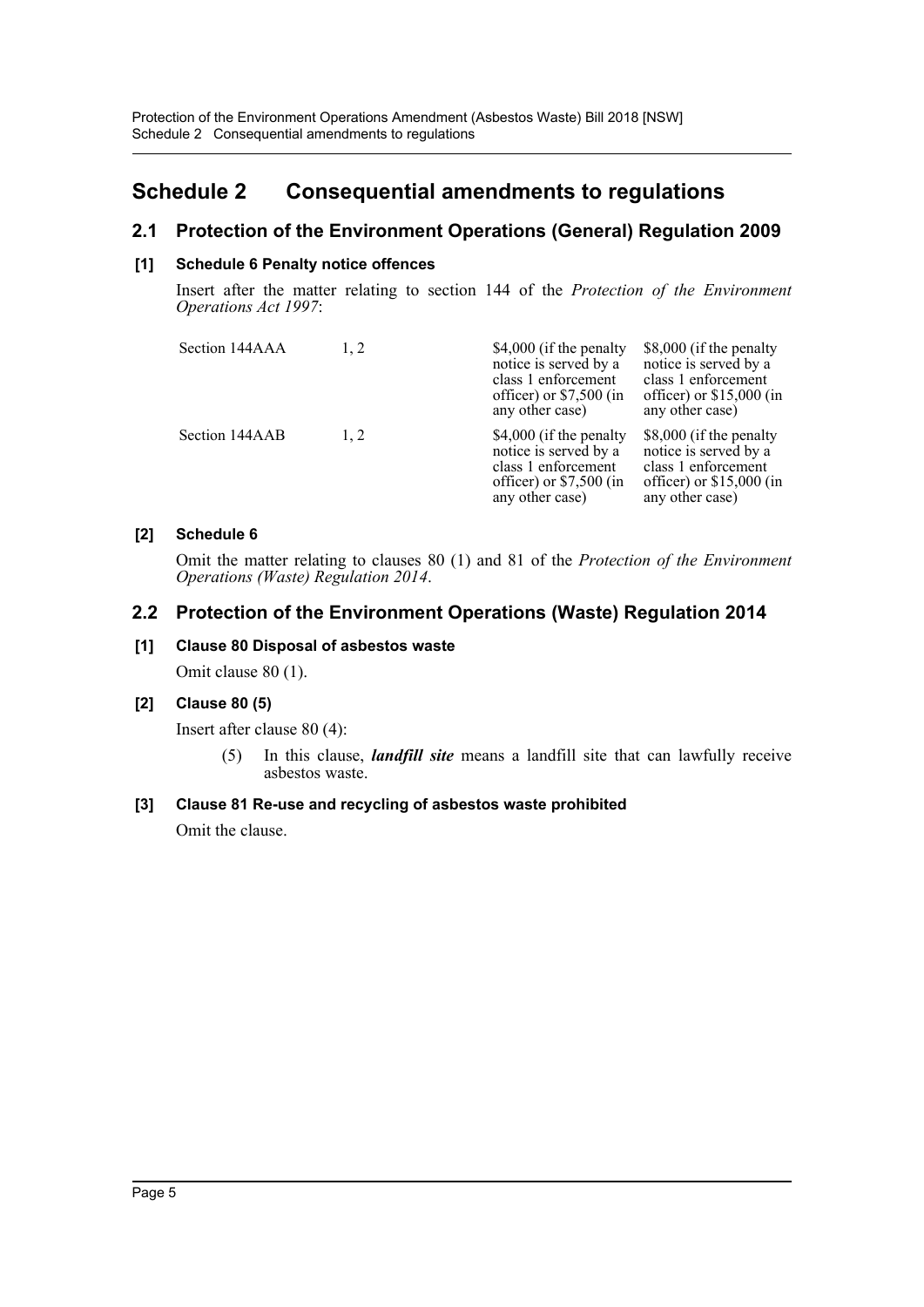# Schedule 2 Consequential amendments to regulations

## 2.1 Protection of the Environment Operations (General) Regulation 2009

### [1] Schedule 6 Penalty notice offences

Insert after the matter relating to section 144 of the *Protection of the Environment Operations Act 1997*:

| | | | |
|---|---|---|---|
| Section 144AAA | 1, 2 | $4,000 (if the penalty notice is served by a class 1 enforcement officer) or $7,500 (in any other case) | $8,000 (if the penalty notice is served by a class 1 enforcement officer) or $15,000 (in any other case) |
| Section 144AAB | 1, 2 | $4,000 (if the penalty notice is served by a class 1 enforcement officer) or $7,500 (in any other case) | $8,000 (if the penalty notice is served by a class 1 enforcement officer) or $15,000 (in any other case) |

### [2] Schedule 6

Omit the matter relating to clauses 80 (1) and 81 of the *Protection of the Environment Operations (Waste) Regulation 2014*.

## 2.2 Protection of the Environment Operations (Waste) Regulation 2014

### [1] Clause 80 Disposal of asbestos waste

Omit clause 80 (1).

### [2] Clause 80 (5)

Insert after clause 80 (4):

> (5) In this clause, ***landfill site*** means a landfill site that can lawfully receive asbestos waste.

### [3] Clause 81 Re-use and recycling of asbestos waste prohibited

Omit the clause.